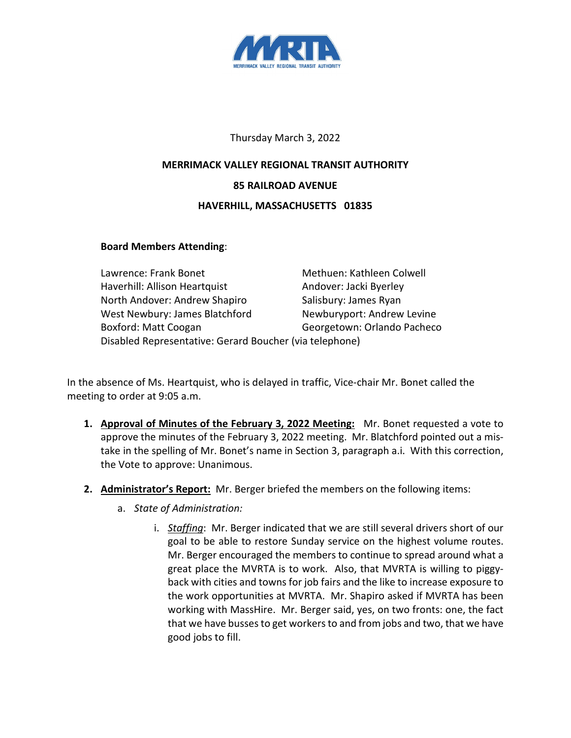Thursday March 3, 2022

**MERRIMACK VALLEY REGIONAL TRANSIT AUTHORITY**

**85 RAILROAD AVENUE**

**HAVERHILL, MASSACHUSETTS 01835**

**Board Members Attending**:

Lawrence: Frank Bonet
Methuen: Kathleen Colwell
Haverhill: Allison Heartquist
Andover: Jacki Byerley
North Andover: Andrew Shapiro
Salisbury: James Ryan
West Newbury: James Blatchford
Newburyport: Andrew Levine
Boxford: Matt Coogan
Georgetown: Orlando Pacheco
Disabled Representative: Gerard Boucher (via telephone)

In the absence of Ms. Heartquist, who is delayed in traffic, Vice-chair Mr. Bonet called the meeting to order at 9:05 a.m.

1. **Approval of Minutes of the February 3, 2022 Meeting:** Mr. Bonet requested a vote to approve the minutes of the February 3, 2022 meeting. Mr. Blatchford pointed out a mistake in the spelling of Mr. Bonet's name in Section 3, paragraph a.i. With this correction, the Vote to approve: Unanimous.

2. **Administrator's Report:** Mr. Berger briefed the members on the following items:

   a. *State of Administration:*

      i. *Staffing*: Mr. Berger indicated that we are still several drivers short of our goal to be able to restore Sunday service on the highest volume routes. Mr. Berger encouraged the members to continue to spread around what a great place the MVRTA is to work. Also, that MVRTA is willing to piggyback with cities and towns for job fairs and the like to increase exposure to the work opportunities at MVRTA. Mr. Shapiro asked if MVRTA has been working with MassHire. Mr. Berger said, yes, on two fronts: one, the fact that we have busses to get workers to and from jobs and two, that we have good jobs to fill.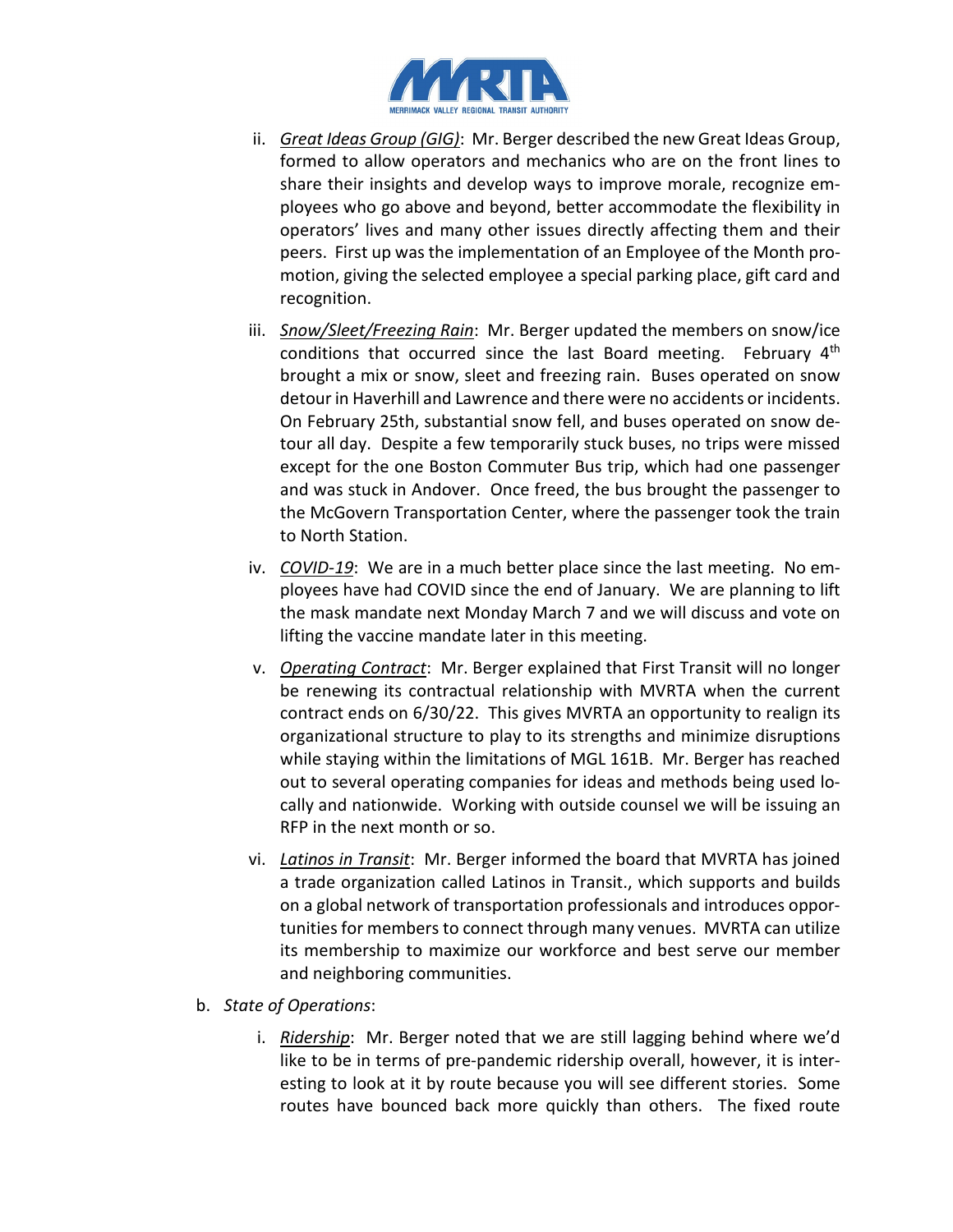ii. *Great Ideas Group (GIG)*: Mr. Berger described the new Great Ideas Group, formed to allow operators and mechanics who are on the front lines to share their insights and develop ways to improve morale, recognize employees who go above and beyond, better accommodate the flexibility in operators' lives and many other issues directly affecting them and their peers. First up was the implementation of an Employee of the Month promotion, giving the selected employee a special parking place, gift card and recognition.

iii. *Snow/Sleet/Freezing Rain*: Mr. Berger updated the members on snow/ice conditions that occurred since the last Board meeting. February 4th brought a mix or snow, sleet and freezing rain. Buses operated on snow detour in Haverhill and Lawrence and there were no accidents or incidents. On February 25th, substantial snow fell, and buses operated on snow detour all day. Despite a few temporarily stuck buses, no trips were missed except for the one Boston Commuter Bus trip, which had one passenger and was stuck in Andover. Once freed, the bus brought the passenger to the McGovern Transportation Center, where the passenger took the train to North Station.

iv. *COVID-19*: We are in a much better place since the last meeting. No employees have had COVID since the end of January. We are planning to lift the mask mandate next Monday March 7 and we will discuss and vote on lifting the vaccine mandate later in this meeting.

v. *Operating Contract*: Mr. Berger explained that First Transit will no longer be renewing its contractual relationship with MVRTA when the current contract ends on 6/30/22. This gives MVRTA an opportunity to realign its organizational structure to play to its strengths and minimize disruptions while staying within the limitations of MGL 161B. Mr. Berger has reached out to several operating companies for ideas and methods being used locally and nationwide. Working with outside counsel we will be issuing an RFP in the next month or so.

vi. *Latinos in Transit*: Mr. Berger informed the board that MVRTA has joined a trade organization called Latinos in Transit., which supports and builds on a global network of transportation professionals and introduces opportunities for members to connect through many venues. MVRTA can utilize its membership to maximize our workforce and best serve our member and neighboring communities.

b. *State of Operations*:

i. *Ridership*: Mr. Berger noted that we are still lagging behind where we'd like to be in terms of pre-pandemic ridership overall, however, it is interesting to look at it by route because you will see different stories. Some routes have bounced back more quickly than others. The fixed route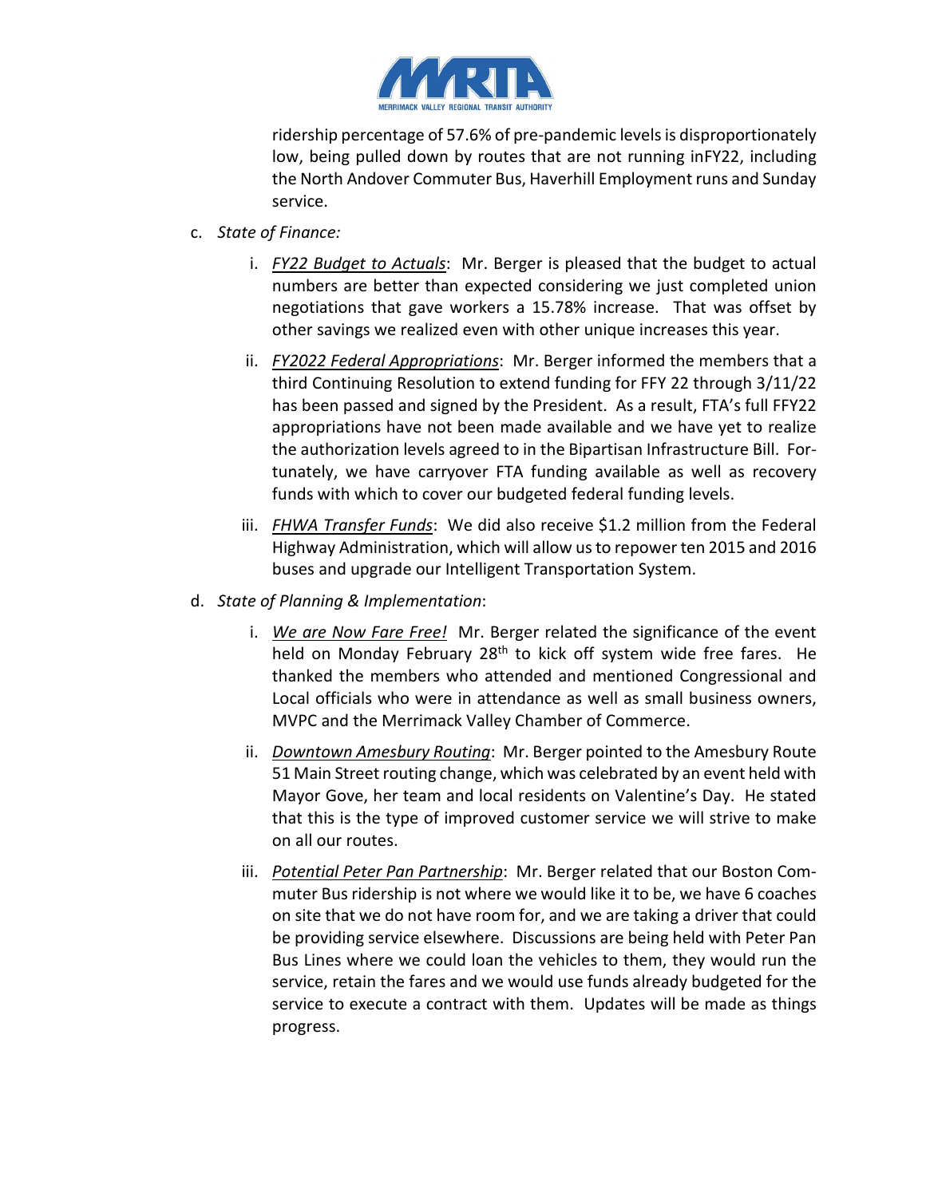ridership percentage of 57.6% of pre-pandemic levels is disproportionately low, being pulled down by routes that are not running inFY22, including the North Andover Commuter Bus, Haverhill Employment runs and Sunday service.

c. *State of Finance:*

   i. *FY22 Budget to Actuals*: Mr. Berger is pleased that the budget to actual numbers are better than expected considering we just completed union negotiations that gave workers a 15.78% increase. That was offset by other savings we realized even with other unique increases this year.

   ii. *FY2022 Federal Appropriations*: Mr. Berger informed the members that a third Continuing Resolution to extend funding for FFY 22 through 3/11/22 has been passed and signed by the President. As a result, FTA's full FFY22 appropriations have not been made available and we have yet to realize the authorization levels agreed to in the Bipartisan Infrastructure Bill. Fortunately, we have carryover FTA funding available as well as recovery funds with which to cover our budgeted federal funding levels.

   iii. *FHWA Transfer Funds*: We did also receive $1.2 million from the Federal Highway Administration, which will allow us to repower ten 2015 and 2016 buses and upgrade our Intelligent Transportation System.

d. *State of Planning & Implementation*:

   i. *We are Now Fare Free!* Mr. Berger related the significance of the event held on Monday February 28th to kick off system wide free fares. He thanked the members who attended and mentioned Congressional and Local officials who were in attendance as well as small business owners, MVPC and the Merrimack Valley Chamber of Commerce.

   ii. *Downtown Amesbury Routing*: Mr. Berger pointed to the Amesbury Route 51 Main Street routing change, which was celebrated by an event held with Mayor Gove, her team and local residents on Valentine's Day. He stated that this is the type of improved customer service we will strive to make on all our routes.

   iii. *Potential Peter Pan Partnership*: Mr. Berger related that our Boston Commuter Bus ridership is not where we would like it to be, we have 6 coaches on site that we do not have room for, and we are taking a driver that could be providing service elsewhere. Discussions are being held with Peter Pan Bus Lines where we could loan the vehicles to them, they would run the service, retain the fares and we would use funds already budgeted for the service to execute a contract with them. Updates will be made as things progress.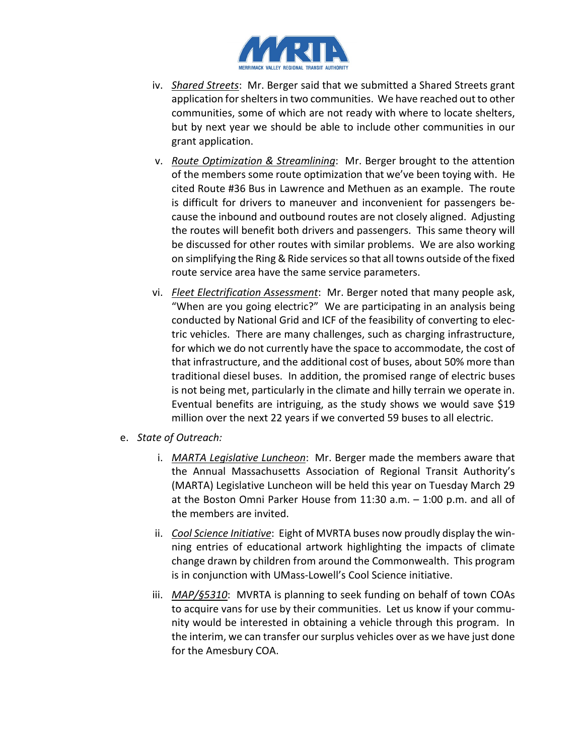iv. ___Shared Streets___: Mr. Berger said that we submitted a Shared Streets grant application for shelters in two communities. We have reached out to other communities, some of which are not ready with where to locate shelters, but by next year we should be able to include other communities in our grant application.

v. ___Route Optimization & Streamlining___: Mr. Berger brought to the attention of the members some route optimization that we've been toying with. He cited Route #36 Bus in Lawrence and Methuen as an example. The route is difficult for drivers to maneuver and inconvenient for passengers because the inbound and outbound routes are not closely aligned. Adjusting the routes will benefit both drivers and passengers. This same theory will be discussed for other routes with similar problems. We are also working on simplifying the Ring & Ride services so that all towns outside of the fixed route service area have the same service parameters.

vi. ___Fleet Electrification Assessment___: Mr. Berger noted that many people ask, "When are you going electric?" We are participating in an analysis being conducted by National Grid and ICF of the feasibility of converting to electric vehicles. There are many challenges, such as charging infrastructure, for which we do not currently have the space to accommodate, the cost of that infrastructure, and the additional cost of buses, about 50% more than traditional diesel buses. In addition, the promised range of electric buses is not being met, particularly in the climate and hilly terrain we operate in. Eventual benefits are intriguing, as the study shows we would save $19 million over the next 22 years if we converted 59 buses to all electric.

e. *State of Outreach:*

i. ___MARTA Legislative Luncheon___: Mr. Berger made the members aware that the Annual Massachusetts Association of Regional Transit Authority's (MARTA) Legislative Luncheon will be held this year on Tuesday March 29 at the Boston Omni Parker House from 11:30 a.m. – 1:00 p.m. and all of the members are invited.

ii. ___Cool Science Initiative___: Eight of MVRTA buses now proudly display the winning entries of educational artwork highlighting the impacts of climate change drawn by children from around the Commonwealth. This program is in conjunction with UMass-Lowell's Cool Science initiative.

iii. ___MAP/§5310___: MVRTA is planning to seek funding on behalf of town COAs to acquire vans for use by their communities. Let us know if your community would be interested in obtaining a vehicle through this program. In the interim, we can transfer our surplus vehicles over as we have just done for the Amesbury COA.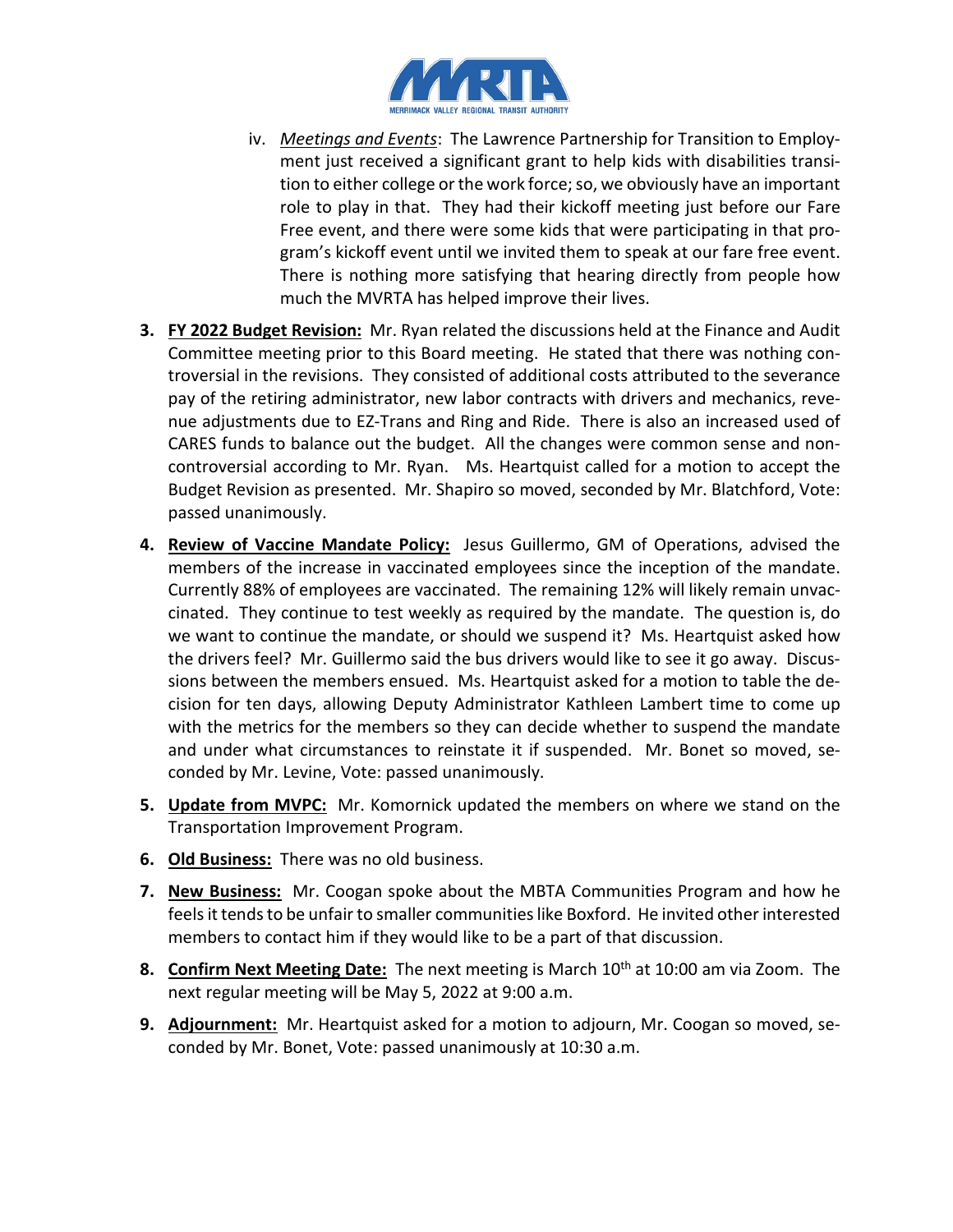iv. *Meetings and Events*: The Lawrence Partnership for Transition to Employment just received a significant grant to help kids with disabilities transition to either college or the work force; so, we obviously have an important role to play in that. They had their kickoff meeting just before our Fare Free event, and there were some kids that were participating in that program's kickoff event until we invited them to speak at our fare free event. There is nothing more satisfying that hearing directly from people how much the MVRTA has helped improve their lives.

3. **FY 2022 Budget Revision:** Mr. Ryan related the discussions held at the Finance and Audit Committee meeting prior to this Board meeting. He stated that there was nothing controversial in the revisions. They consisted of additional costs attributed to the severance pay of the retiring administrator, new labor contracts with drivers and mechanics, revenue adjustments due to EZ-Trans and Ring and Ride. There is also an increased used of CARES funds to balance out the budget. All the changes were common sense and non-controversial according to Mr. Ryan. Ms. Heartquist called for a motion to accept the Budget Revision as presented. Mr. Shapiro so moved, seconded by Mr. Blatchford, Vote: passed unanimously.

4. **Review of Vaccine Mandate Policy:** Jesus Guillermo, GM of Operations, advised the members of the increase in vaccinated employees since the inception of the mandate. Currently 88% of employees are vaccinated. The remaining 12% will likely remain unvaccinated. They continue to test weekly as required by the mandate. The question is, do we want to continue the mandate, or should we suspend it? Ms. Heartquist asked how the drivers feel? Mr. Guillermo said the bus drivers would like to see it go away. Discussions between the members ensued. Ms. Heartquist asked for a motion to table the decision for ten days, allowing Deputy Administrator Kathleen Lambert time to come up with the metrics for the members so they can decide whether to suspend the mandate and under what circumstances to reinstate it if suspended. Mr. Bonet so moved, seconded by Mr. Levine, Vote: passed unanimously.

5. **Update from MVPC:** Mr. Komornick updated the members on where we stand on the Transportation Improvement Program.

6. **Old Business:** There was no old business.

7. **New Business:** Mr. Coogan spoke about the MBTA Communities Program and how he feels it tends to be unfair to smaller communities like Boxford. He invited other interested members to contact him if they would like to be a part of that discussion.

8. **Confirm Next Meeting Date:** The next meeting is March 10th at 10:00 am via Zoom. The next regular meeting will be May 5, 2022 at 9:00 a.m.

9. **Adjournment:** Mr. Heartquist asked for a motion to adjourn, Mr. Coogan so moved, seconded by Mr. Bonet, Vote: passed unanimously at 10:30 a.m.